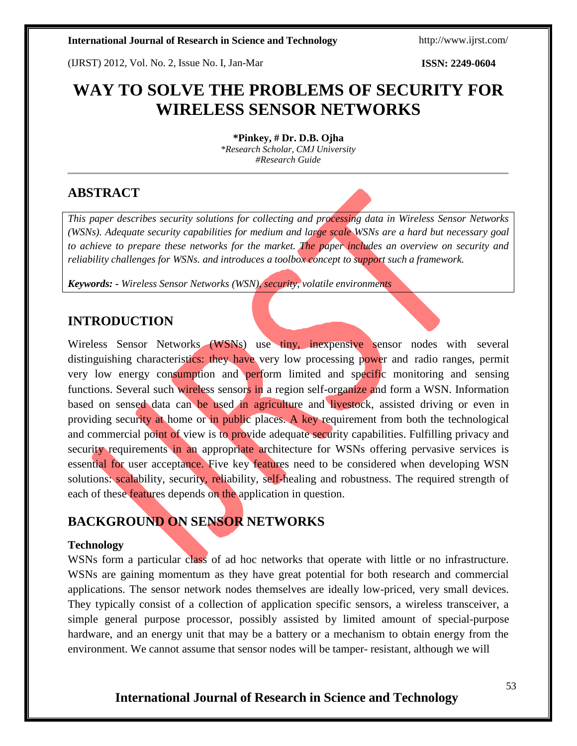# WAY TO SOLVE THE PROBLEMS OF SECURITY FOR WIRELESS SENSOR NETWORKS

**\*Pinkey, # Dr. D.B. Ojha**

*\*Research Scholar, CMJ University*
*#Research Guide*

## ABSTRACT

*This paper describes security solutions for collecting and processing data in Wireless Sensor Networks (WSNs). Adequate security capabilities for medium and large scale WSNs are a hard but necessary goal to achieve to prepare these networks for the market. The paper includes an overview on security and reliability challenges for WSNs. and introduces a toolbox concept to support such a framework.*

***Keywords: -*** *Wireless Sensor Networks (WSN), security, volatile environments*

## INTRODUCTION

Wireless Sensor Networks (WSNs) use tiny, inexpensive sensor nodes with several distinguishing characteristics: they have very low processing power and radio ranges, permit very low energy consumption and perform limited and specific monitoring and sensing functions. Several such wireless sensors in a region self-organize and form a WSN. Information based on sensed data can be used in agriculture and livestock, assisted driving or even in providing security at home or in public places. A key requirement from both the technological and commercial point of view is to provide adequate security capabilities. Fulfilling privacy and security requirements in an appropriate architecture for WSNs offering pervasive services is essential for user acceptance. Five key features need to be considered when developing WSN solutions: scalability, security, reliability, self-healing and robustness. The required strength of each of these features depends on the application in question.

## BACKGROUND ON SENSOR NETWORKS

### Technology

WSNs form a particular class of ad hoc networks that operate with little or no infrastructure. WSNs are gaining momentum as they have great potential for both research and commercial applications. The sensor network nodes themselves are ideally low-priced, very small devices. They typically consist of a collection of application specific sensors, a wireless transceiver, a simple general purpose processor, possibly assisted by limited amount of special-purpose hardware, and an energy unit that may be a battery or a mechanism to obtain energy from the environment. We cannot assume that sensor nodes will be tamper- resistant, although we will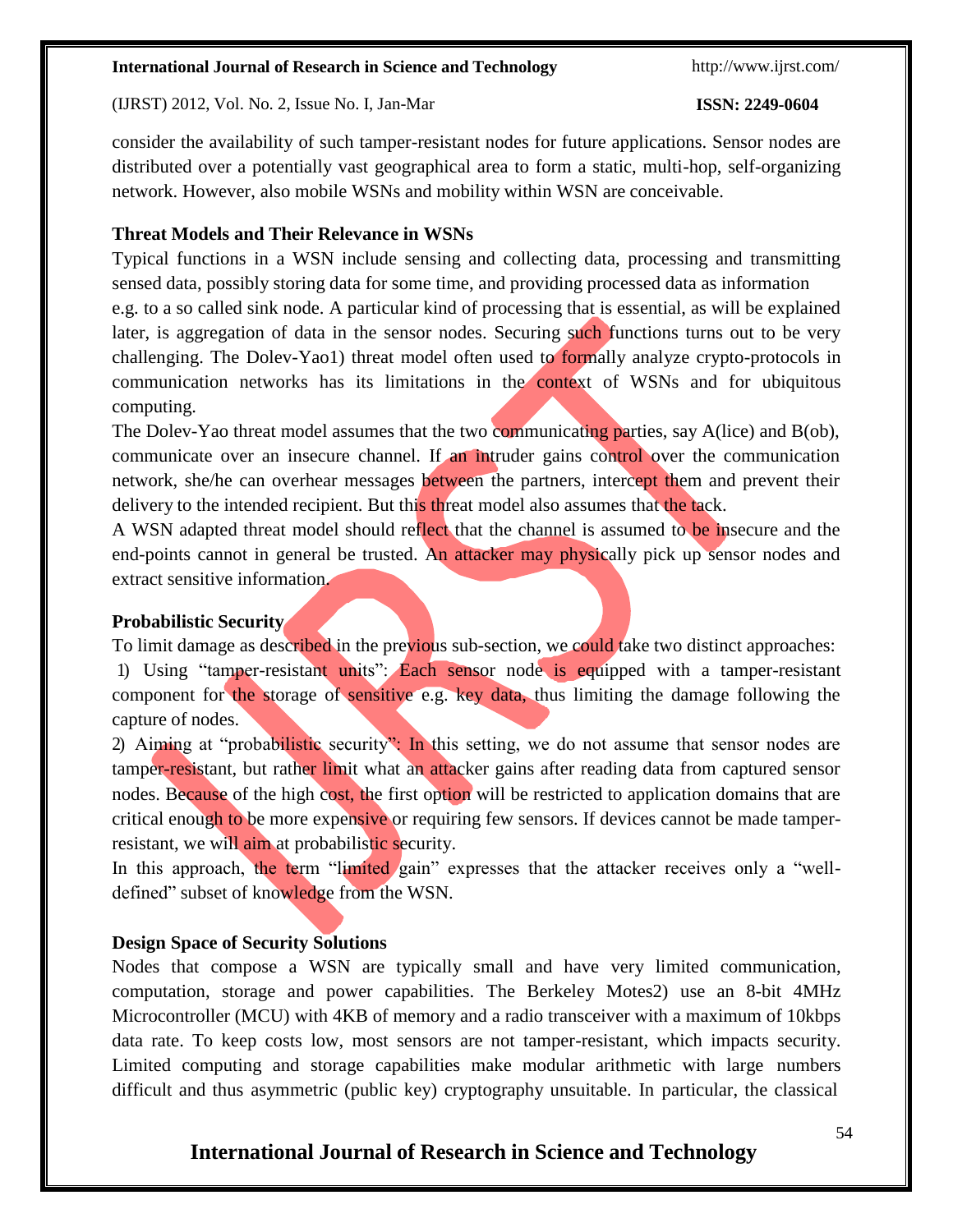consider the availability of such tamper-resistant nodes for future applications. Sensor nodes are distributed over a potentially vast geographical area to form a static, multi-hop, self-organizing network. However, also mobile WSNs and mobility within WSN are conceivable.

**Threat Models and Their Relevance in WSNs**

Typical functions in a WSN include sensing and collecting data, processing and transmitting sensed data, possibly storing data for some time, and providing processed data as information e.g. to a so called sink node. A particular kind of processing that is essential, as will be explained later, is aggregation of data in the sensor nodes. Securing such functions turns out to be very challenging. The Dolev-Yao1) threat model often used to formally analyze crypto-protocols in communication networks has its limitations in the context of WSNs and for ubiquitous computing.

The Dolev-Yao threat model assumes that the two communicating parties, say A(lice) and B(ob), communicate over an insecure channel. If an intruder gains control over the communication network, she/he can overhear messages between the partners, intercept them and prevent their delivery to the intended recipient. But this threat model also assumes that the tack.

A WSN adapted threat model should reflect that the channel is assumed to be insecure and the end-points cannot in general be trusted. An attacker may physically pick up sensor nodes and extract sensitive information.

**Probabilistic Security**

To limit damage as described in the previous sub-section, we could take two distinct approaches:

1) Using "tamper-resistant units": Each sensor node is equipped with a tamper-resistant component for the storage of sensitive e.g. key data, thus limiting the damage following the capture of nodes.

2) Aiming at "probabilistic security": In this setting, we do not assume that sensor nodes are tamper-resistant, but rather limit what an attacker gains after reading data from captured sensor nodes. Because of the high cost, the first option will be restricted to application domains that are critical enough to be more expensive or requiring few sensors. If devices cannot be made tamper-resistant, we will aim at probabilistic security.

In this approach, the term "limited gain" expresses that the attacker receives only a "well-defined" subset of knowledge from the WSN.

**Design Space of Security Solutions**

Nodes that compose a WSN are typically small and have very limited communication, computation, storage and power capabilities. The Berkeley Motes2) use an 8-bit 4MHz Microcontroller (MCU) with 4KB of memory and a radio transceiver with a maximum of 10kbps data rate. To keep costs low, most sensors are not tamper-resistant, which impacts security. Limited computing and storage capabilities make modular arithmetic with large numbers difficult and thus asymmetric (public key) cryptography unsuitable. In particular, the classical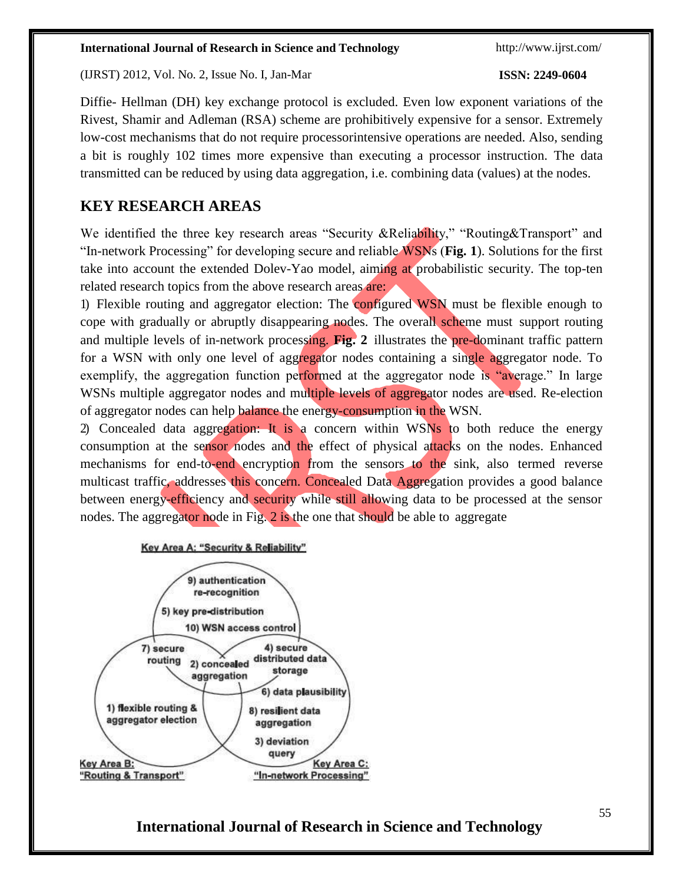Diffie- Hellman (DH) key exchange protocol is excluded. Even low exponent variations of the Rivest, Shamir and Adleman (RSA) scheme are prohibitively expensive for a sensor. Extremely low-cost mechanisms that do not require processorintensive operations are needed. Also, sending a bit is roughly 102 times more expensive than executing a processor instruction. The data transmitted can be reduced by using data aggregation, i.e. combining data (values) at the nodes.

## KEY RESEARCH AREAS

We identified the three key research areas "Security &Reliability," "Routing&Transport" and "In-network Processing" for developing secure and reliable WSNs (**Fig. 1**). Solutions for the first take into account the extended Dolev-Yao model, aiming at probabilistic security. The top-ten related research topics from the above research areas are:

1) Flexible routing and aggregator election: The configured WSN must be flexible enough to cope with gradually or abruptly disappearing nodes. The overall scheme must support routing and multiple levels of in-network processing. **Fig. 2** illustrates the pre-dominant traffic pattern for a WSN with only one level of aggregator nodes containing a single aggregator node. To exemplify, the aggregation function performed at the aggregator node is "average." In large WSNs multiple aggregator nodes and multiple levels of aggregator nodes are used. Re-election of aggregator nodes can help balance the energy-consumption in the WSN.

2) Concealed data aggregation: It is a concern within WSNs to both reduce the energy consumption at the sensor nodes and the effect of physical attacks on the nodes. Enhanced mechanisms for end-to-end encryption from the sensors to the sink, also termed reverse multicast traffic, addresses this concern. Concealed Data Aggregation provides a good balance between energy-efficiency and security while still allowing data to be processed at the sensor nodes. The aggregator node in Fig. 2 is the one that should be able to aggregate

Key Area A: "Security & Reliability"

9) authentication re-recognition
5) key pre-distribution
10) WSN access control
7) secure routing
2) concealed aggregation
4) secure distributed data storage
6) data plausibility
1) flexible routing & aggregator election
8) resilient data aggregation
3) deviation query

Key Area B: "Routing & Transport"

Key Area C: "In-network Processing"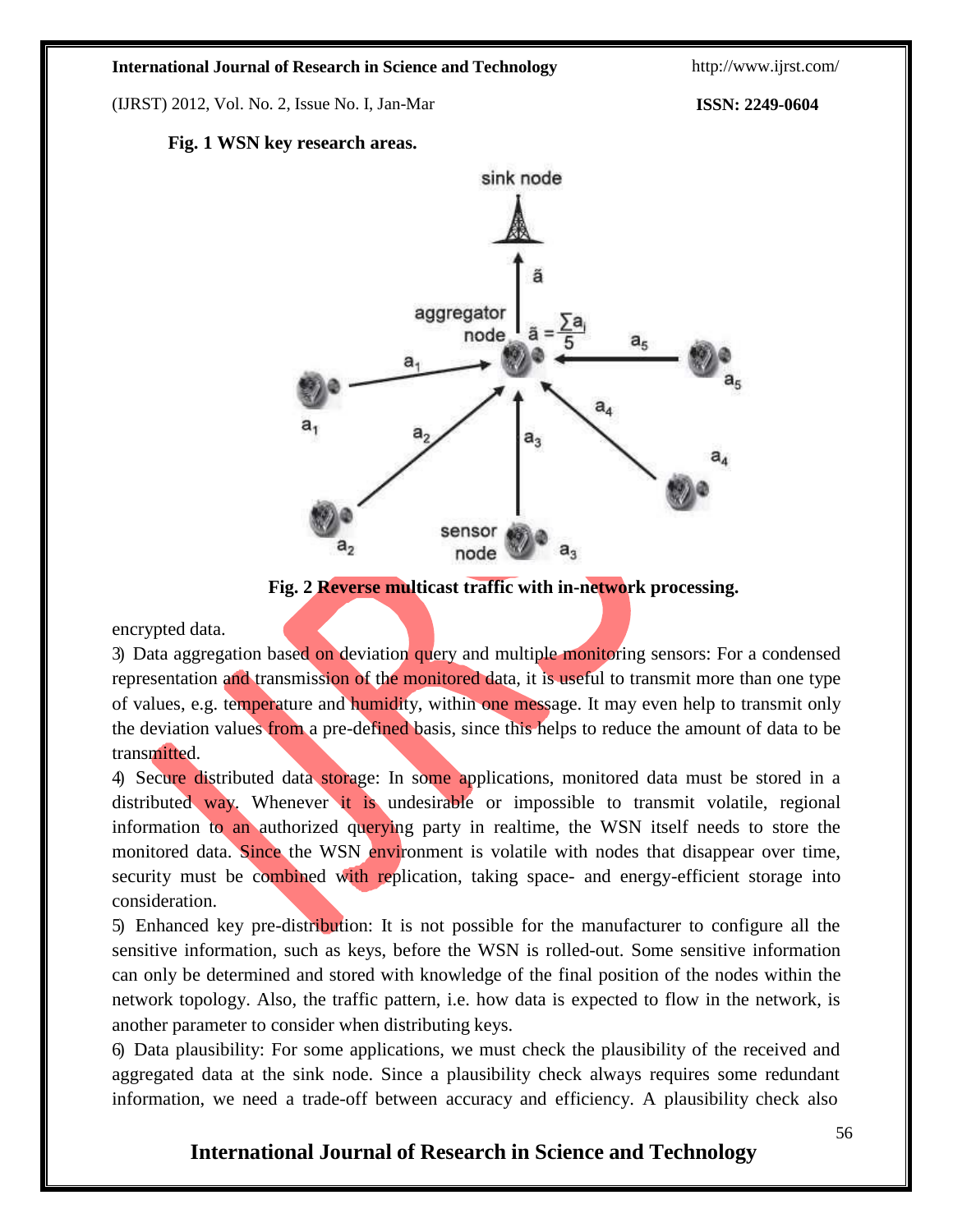**Fig. 1 WSN key research areas.**

**Fig. 2 Reverse multicast traffic with in-network processing.**

encrypted data.

3) Data aggregation based on deviation query and multiple monitoring sensors: For a condensed representation and transmission of the monitored data, it is useful to transmit more than one type of values, e.g. temperature and humidity, within one message. It may even help to transmit only the deviation values from a pre-defined basis, since this helps to reduce the amount of data to be transmitted.

4) Secure distributed data storage: In some applications, monitored data must be stored in a distributed way. Whenever it is undesirable or impossible to transmit volatile, regional information to an authorized querying party in realtime, the WSN itself needs to store the monitored data. Since the WSN environment is volatile with nodes that disappear over time, security must be combined with replication, taking space- and energy-efficient storage into consideration.

5) Enhanced key pre-distribution: It is not possible for the manufacturer to configure all the sensitive information, such as keys, before the WSN is rolled-out. Some sensitive information can only be determined and stored with knowledge of the final position of the nodes within the network topology. Also, the traffic pattern, i.e. how data is expected to flow in the network, is another parameter to consider when distributing keys.

6) Data plausibility: For some applications, we must check the plausibility of the received and aggregated data at the sink node. Since a plausibility check always requires some redundant information, we need a trade-off between accuracy and efficiency. A plausibility check also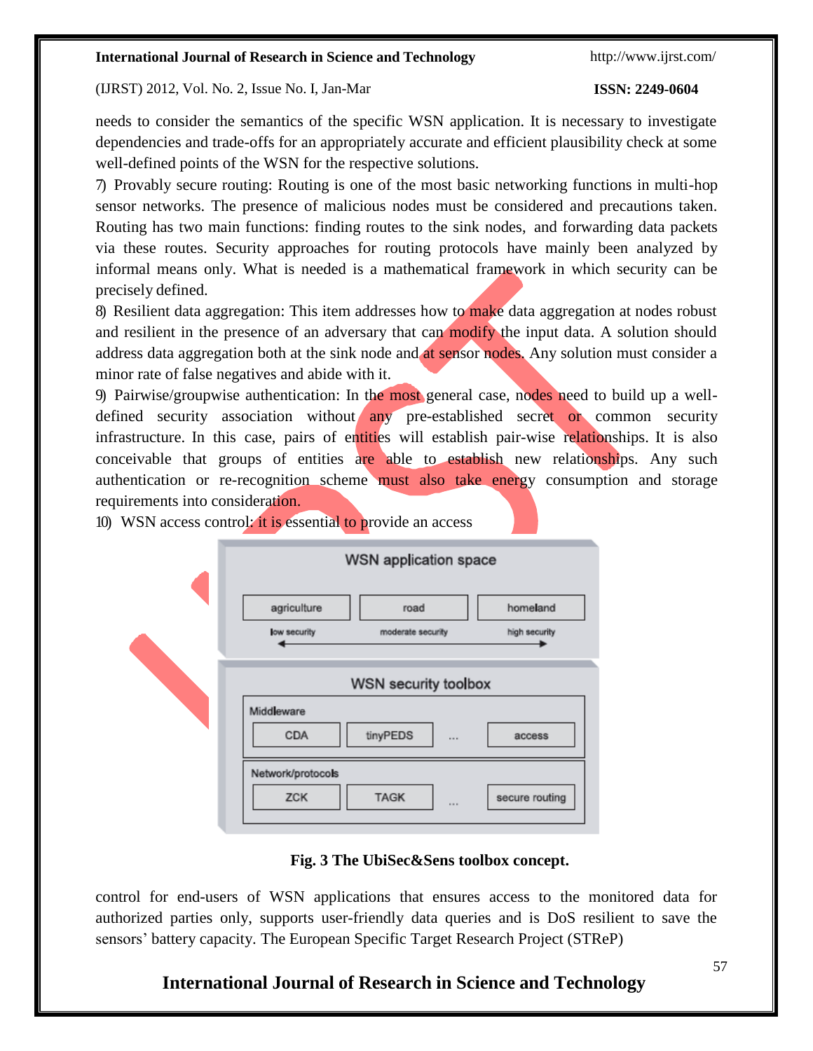needs to consider the semantics of the specific WSN application. It is necessary to investigate dependencies and trade-offs for an appropriately accurate and efficient plausibility check at some well-defined points of the WSN for the respective solutions.

7) Provably secure routing: Routing is one of the most basic networking functions in multi-hop sensor networks. The presence of malicious nodes must be considered and precautions taken. Routing has two main functions: finding routes to the sink nodes, and forwarding data packets via these routes. Security approaches for routing protocols have mainly been analyzed by informal means only. What is needed is a mathematical framework in which security can be precisely defined.

8) Resilient data aggregation: This item addresses how to make data aggregation at nodes robust and resilient in the presence of an adversary that can modify the input data. A solution should address data aggregation both at the sink node and at sensor nodes. Any solution must consider a minor rate of false negatives and abide with it.

9) Pairwise/groupwise authentication: In the most general case, nodes need to build up a well-defined security association without any pre-established secret or common security infrastructure. In this case, pairs of entities will establish pair-wise relationships. It is also conceivable that groups of entities are able to establish new relationships. Any such authentication or re-recognition scheme must also take energy consumption and storage requirements into consideration.

10) WSN access control: it is essential to provide an access

| WSN application space | | |
|---|---|---|
| agriculture | road | homeland |
| low security | moderate security | high security |

| WSN security toolbox | | | |
|---|---|---|---|
| Middleware | | | |
| CDA | tinyPEDS | ... | access |
| Network/protocols | | | |
| ZCK | TAGK | ... | secure routing |

**Fig. 3 The UbiSec&Sens toolbox concept.**

control for end-users of WSN applications that ensures access to the monitored data for authorized parties only, supports user-friendly data queries and is DoS resilient to save the sensors' battery capacity. The European Specific Target Research Project (STReP)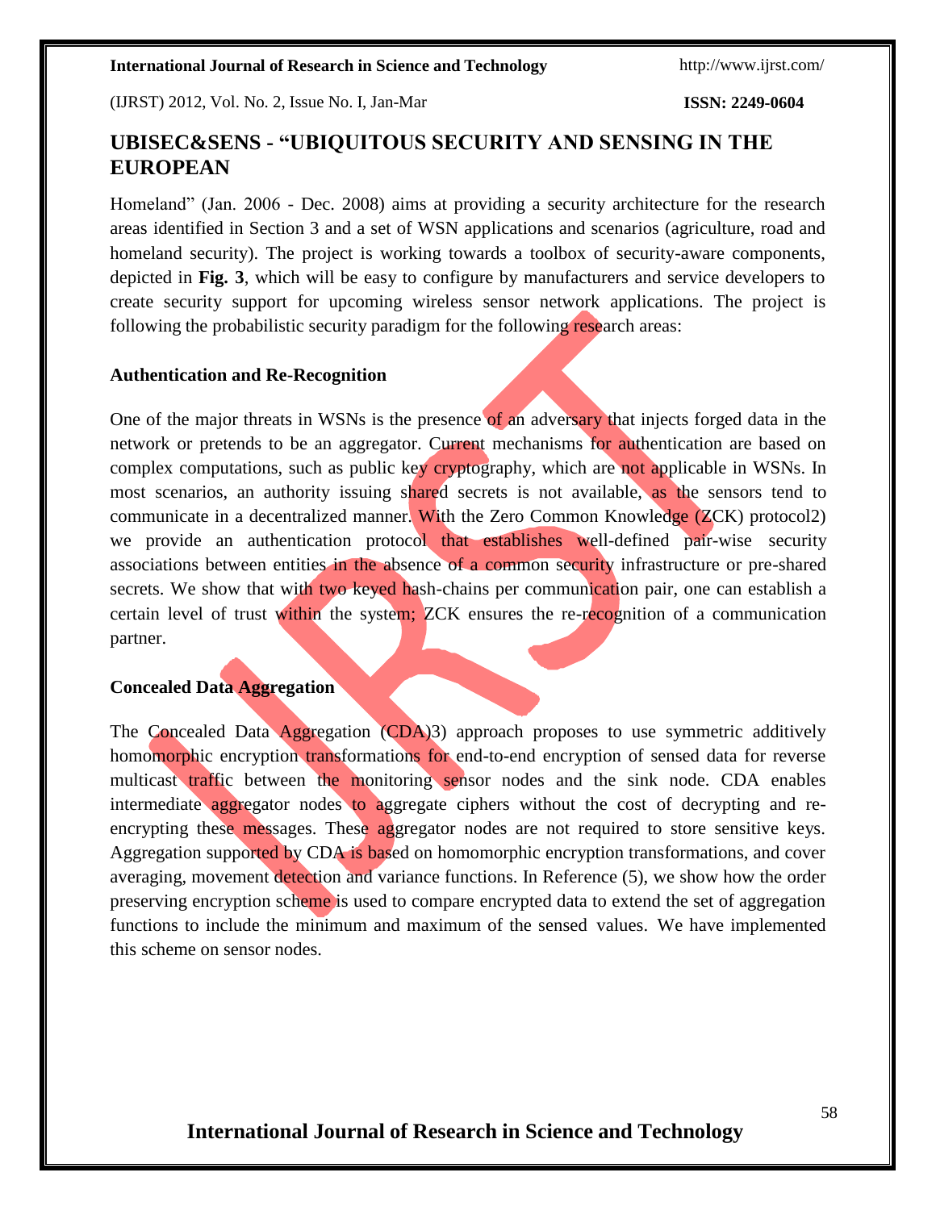## UBISEC&SENS - "UBIQUITOUS SECURITY AND SENSING IN THE EUROPEAN

Homeland" (Jan. 2006 - Dec. 2008) aims at providing a security architecture for the research areas identified in Section 3 and a set of WSN applications and scenarios (agriculture, road and homeland security). The project is working towards a toolbox of security-aware components, depicted in **Fig. 3**, which will be easy to configure by manufacturers and service developers to create security support for upcoming wireless sensor network applications. The project is following the probabilistic security paradigm for the following research areas:

### Authentication and Re-Recognition

One of the major threats in WSNs is the presence of an adversary that injects forged data in the network or pretends to be an aggregator. Current mechanisms for authentication are based on complex computations, such as public key cryptography, which are not applicable in WSNs. In most scenarios, an authority issuing shared secrets is not available, as the sensors tend to communicate in a decentralized manner. With the Zero Common Knowledge (ZCK) protocol2) we provide an authentication protocol that establishes well-defined pair-wise security associations between entities in the absence of a common security infrastructure or pre-shared secrets. We show that with two keyed hash-chains per communication pair, one can establish a certain level of trust within the system; ZCK ensures the re-recognition of a communication partner.

### Concealed Data Aggregation

The Concealed Data Aggregation (CDA)3) approach proposes to use symmetric additively homomorphic encryption transformations for end-to-end encryption of sensed data for reverse multicast traffic between the monitoring sensor nodes and the sink node. CDA enables intermediate aggregator nodes to aggregate ciphers without the cost of decrypting and re-encrypting these messages. These aggregator nodes are not required to store sensitive keys. Aggregation supported by CDA is based on homomorphic encryption transformations, and cover averaging, movement detection and variance functions. In Reference (5), we show how the order preserving encryption scheme is used to compare encrypted data to extend the set of aggregation functions to include the minimum and maximum of the sensed values. We have implemented this scheme on sensor nodes.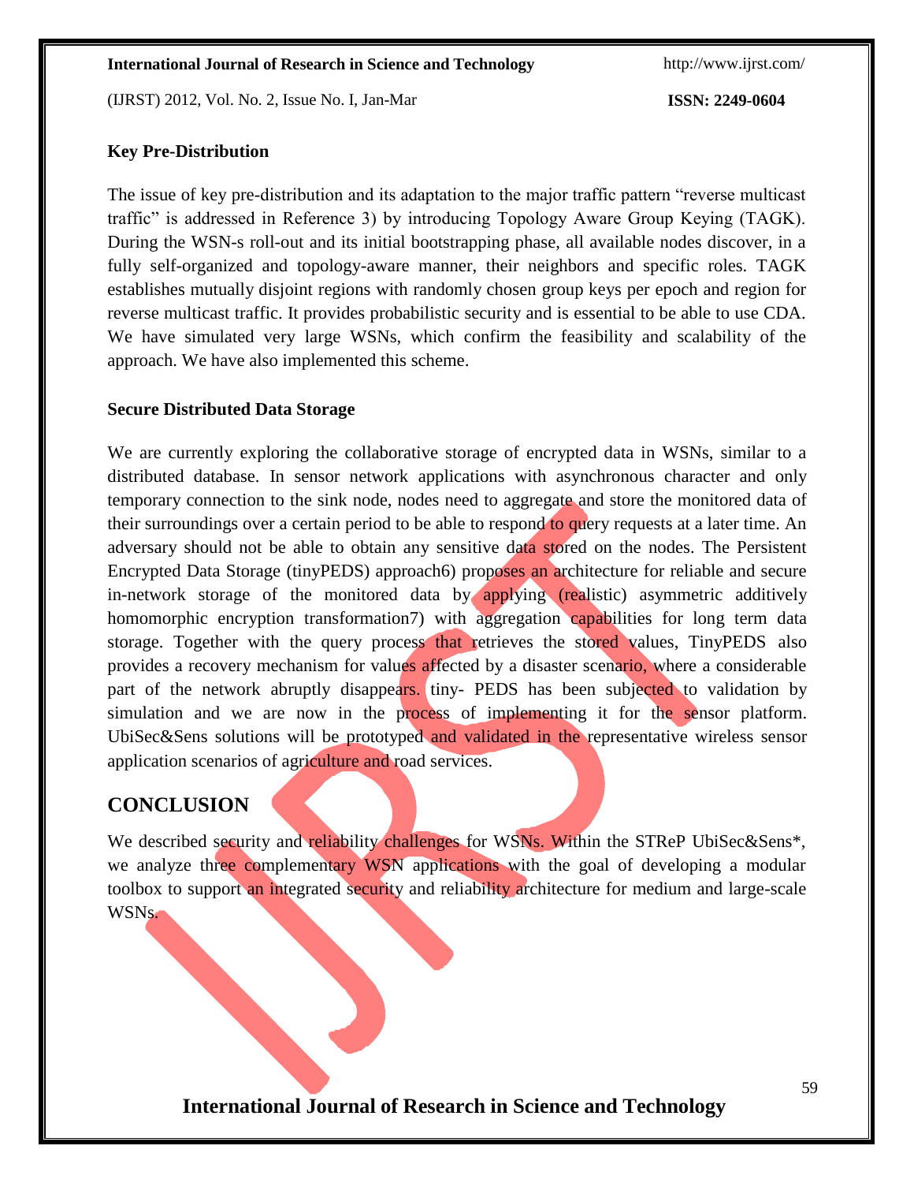### Key Pre-Distribution

The issue of key pre-distribution and its adaptation to the major traffic pattern "reverse multicast traffic" is addressed in Reference 3) by introducing Topology Aware Group Keying (TAGK). During the WSN-s roll-out and its initial bootstrapping phase, all available nodes discover, in a fully self-organized and topology-aware manner, their neighbors and specific roles. TAGK establishes mutually disjoint regions with randomly chosen group keys per epoch and region for reverse multicast traffic. It provides probabilistic security and is essential to be able to use CDA. We have simulated very large WSNs, which confirm the feasibility and scalability of the approach. We have also implemented this scheme.

### Secure Distributed Data Storage

We are currently exploring the collaborative storage of encrypted data in WSNs, similar to a distributed database. In sensor network applications with asynchronous character and only temporary connection to the sink node, nodes need to aggregate and store the monitored data of their surroundings over a certain period to be able to respond to query requests at a later time. An adversary should not be able to obtain any sensitive data stored on the nodes. The Persistent Encrypted Data Storage (tinyPEDS) approach6) proposes an architecture for reliable and secure in-network storage of the monitored data by applying (realistic) asymmetric additively homomorphic encryption transformation7) with aggregation capabilities for long term data storage. Together with the query process that retrieves the stored values, TinyPEDS also provides a recovery mechanism for values affected by a disaster scenario, where a considerable part of the network abruptly disappears. tiny- PEDS has been subjected to validation by simulation and we are now in the process of implementing it for the sensor platform. UbiSec&Sens solutions will be prototyped and validated in the representative wireless sensor application scenarios of agriculture and road services.

## CONCLUSION

We described security and reliability challenges for WSNs. Within the STReP UbiSec&Sens*, we analyze three complementary WSN applications with the goal of developing a modular toolbox to support an integrated security and reliability architecture for medium and large-scale WSNs.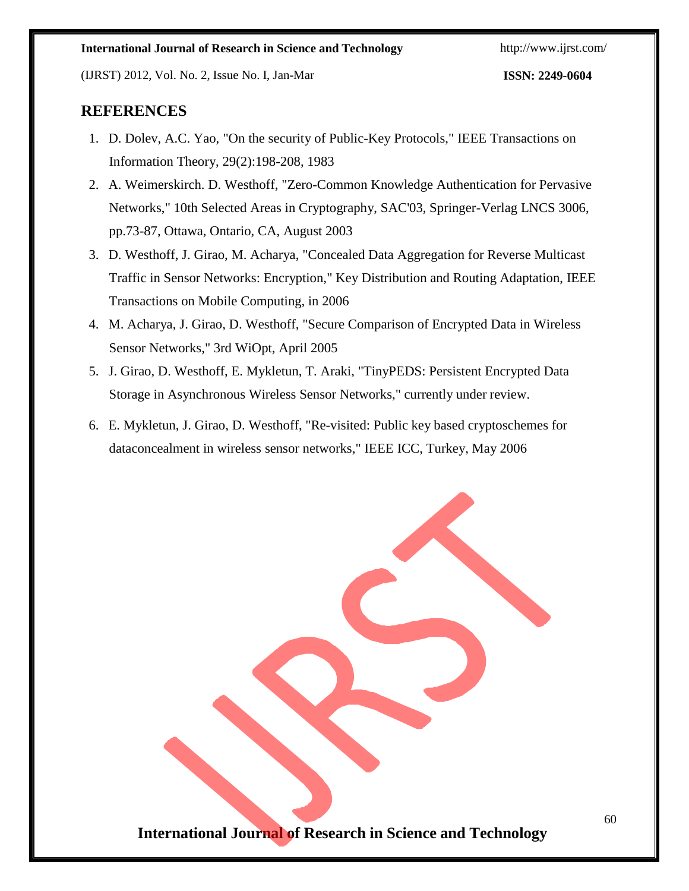## REFERENCES

1. D. Dolev, A.C. Yao, "On the security of Public-Key Protocols," IEEE Transactions on Information Theory, 29(2):198-208, 1983
2. A. Weimerskirch. D. Westhoff, "Zero-Common Knowledge Authentication for Pervasive Networks," 10th Selected Areas in Cryptography, SAC'03, Springer-Verlag LNCS 3006, pp.73-87, Ottawa, Ontario, CA, August 2003
3. D. Westhoff, J. Girao, M. Acharya, "Concealed Data Aggregation for Reverse Multicast Traffic in Sensor Networks: Encryption," Key Distribution and Routing Adaptation, IEEE Transactions on Mobile Computing, in 2006
4. M. Acharya, J. Girao, D. Westhoff, "Secure Comparison of Encrypted Data in Wireless Sensor Networks," 3rd WiOpt, April 2005
5. J. Girao, D. Westhoff, E. Mykletun, T. Araki, "TinyPEDS: Persistent Encrypted Data Storage in Asynchronous Wireless Sensor Networks," currently under review.
6. E. Mykletun, J. Girao, D. Westhoff, "Re-visited: Public key based cryptoschemes for dataconcealment in wireless sensor networks," IEEE ICC, Turkey, May 2006